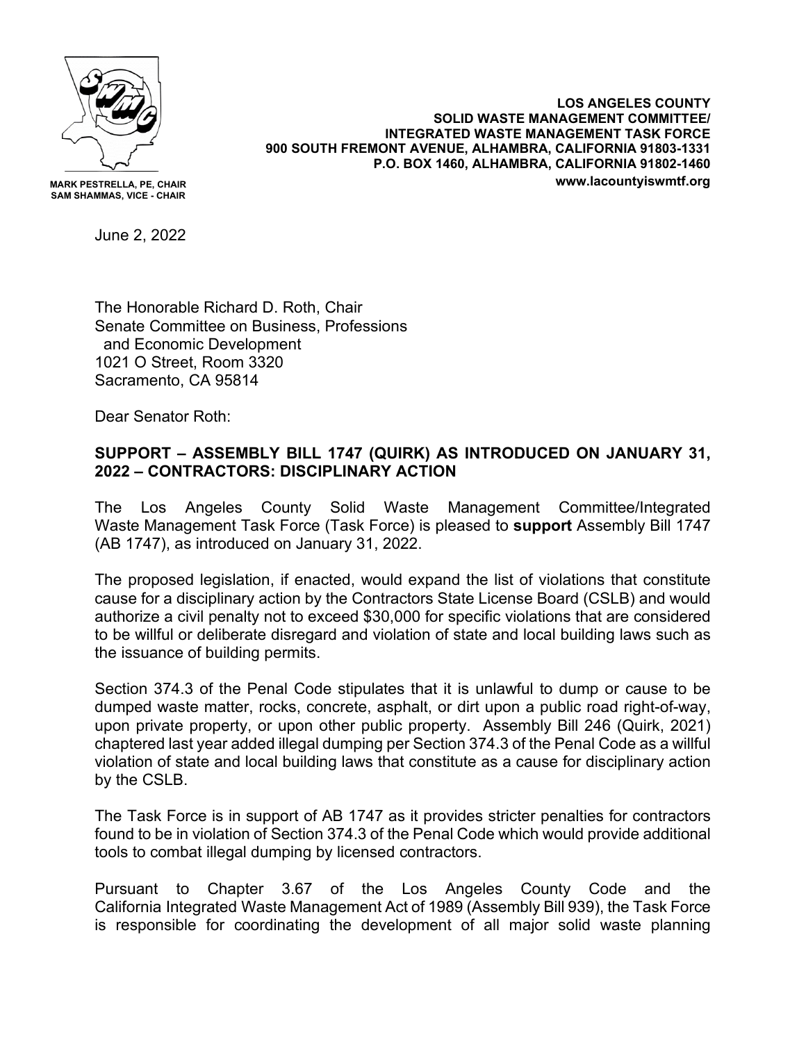MARK PESTRELLA, PE, CHAIR
SAM SHAMMAS, VICE - CHAIR

**LOS ANGELES COUNTY**
**SOLID WASTE MANAGEMENT COMMITTEE/**
**INTEGRATED WASTE MANAGEMENT TASK FORCE**
**900 SOUTH FREMONT AVENUE, ALHAMBRA, CALIFORNIA 91803-1331**
**P.O. BOX 1460, ALHAMBRA, CALIFORNIA 91802-1460**
**www.lacountyiswmtf.org**

June 2, 2022

The Honorable Richard D. Roth, Chair
Senate Committee on Business, Professions
and Economic Development
1021 O Street, Room 3320
Sacramento, CA 95814

Dear Senator Roth:

**SUPPORT – ASSEMBLY BILL 1747 (QUIRK) AS INTRODUCED ON JANUARY 31, 2022 – CONTRACTORS: DISCIPLINARY ACTION**

The Los Angeles County Solid Waste Management Committee/Integrated Waste Management Task Force (Task Force) is pleased to **support** Assembly Bill 1747 (AB 1747), as introduced on January 31, 2022.

The proposed legislation, if enacted, would expand the list of violations that constitute cause for a disciplinary action by the Contractors State License Board (CSLB) and would authorize a civil penalty not to exceed $30,000 for specific violations that are considered to be willful or deliberate disregard and violation of state and local building laws such as the issuance of building permits.

Section 374.3 of the Penal Code stipulates that it is unlawful to dump or cause to be dumped waste matter, rocks, concrete, asphalt, or dirt upon a public road right-of-way, upon private property, or upon other public property. Assembly Bill 246 (Quirk, 2021) chaptered last year added illegal dumping per Section 374.3 of the Penal Code as a willful violation of state and local building laws that constitute as a cause for disciplinary action by the CSLB.

The Task Force is in support of AB 1747 as it provides stricter penalties for contractors found to be in violation of Section 374.3 of the Penal Code which would provide additional tools to combat illegal dumping by licensed contractors.

Pursuant to Chapter 3.67 of the Los Angeles County Code and the California Integrated Waste Management Act of 1989 (Assembly Bill 939), the Task Force is responsible for coordinating the development of all major solid waste planning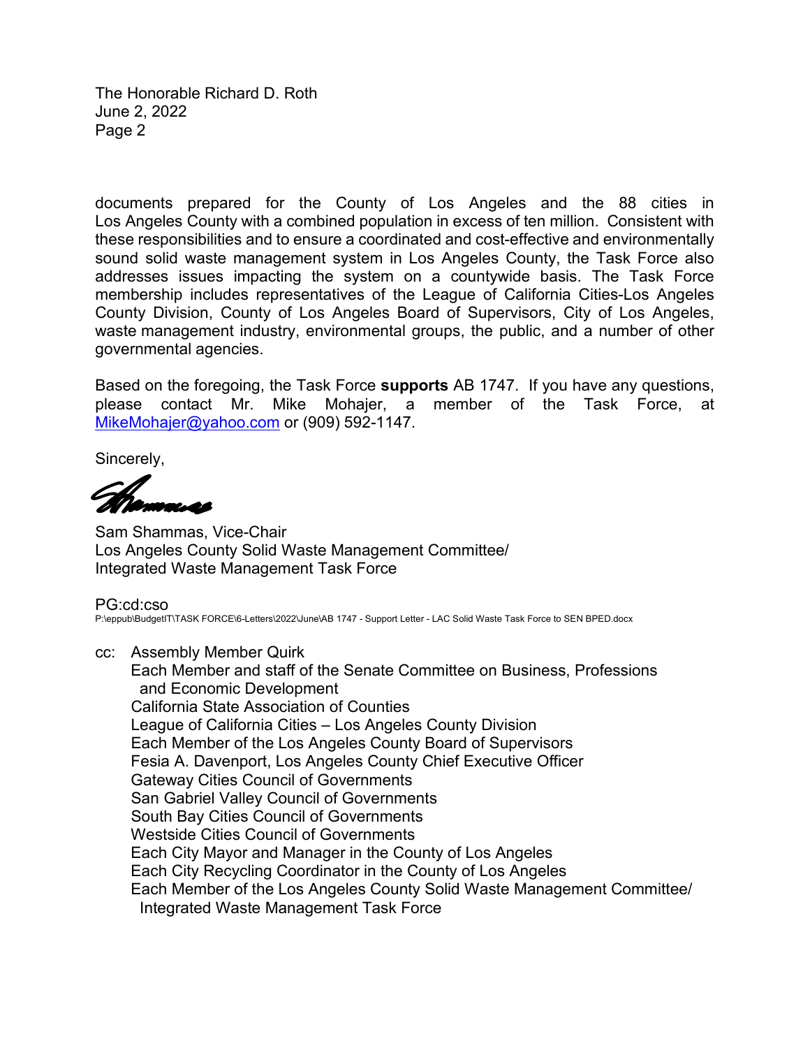The Honorable Richard D. Roth
June 2, 2022
Page 2

documents prepared for the County of Los Angeles and the 88 cities in Los Angeles County with a combined population in excess of ten million. Consistent with these responsibilities and to ensure a coordinated and cost-effective and environmentally sound solid waste management system in Los Angeles County, the Task Force also addresses issues impacting the system on a countywide basis. The Task Force membership includes representatives of the League of California Cities-Los Angeles County Division, County of Los Angeles Board of Supervisors, City of Los Angeles, waste management industry, environmental groups, the public, and a number of other governmental agencies.

Based on the foregoing, the Task Force **supports** AB 1747. If you have any questions, please contact Mr. Mike Mohajer, a member of the Task Force, at MikeMohajer@yahoo.com or (909) 592-1147.

Sincerely,

Sam Shammas, Vice-Chair
Los Angeles County Solid Waste Management Committee/
Integrated Waste Management Task Force

PG:cd:cso
P:\eppub\BudgetIT\TASK FORCE\6-Letters\2022\June\AB 1747 - Support Letter - LAC Solid Waste Task Force to SEN BPED.docx

cc: Assembly Member Quirk
Each Member and staff of the Senate Committee on Business, Professions and Economic Development
California State Association of Counties
League of California Cities – Los Angeles County Division
Each Member of the Los Angeles County Board of Supervisors
Fesia A. Davenport, Los Angeles County Chief Executive Officer
Gateway Cities Council of Governments
San Gabriel Valley Council of Governments
South Bay Cities Council of Governments
Westside Cities Council of Governments
Each City Mayor and Manager in the County of Los Angeles
Each City Recycling Coordinator in the County of Los Angeles
Each Member of the Los Angeles County Solid Waste Management Committee/ Integrated Waste Management Task Force